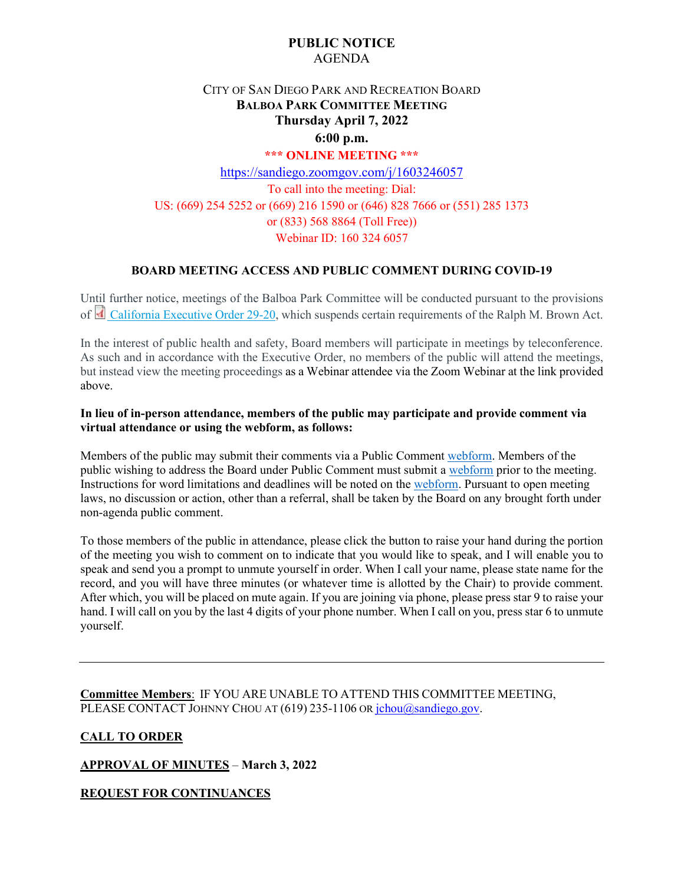# PUBLIC NOTICE

AGENDA

CITY OF SAN DIEGO PARK AND RECREATION BOARD
**BALBOA PARK COMMITTEE MEETING**
**Thursday April 7, 2022**
**6:00 p.m.**

**\*\*\* ONLINE MEETING \*\*\***

https://sandiego.zoomgov.com/j/1603246057

To call into the meeting: Dial:
US: (669) 254 5252 or (669) 216 1590 or (646) 828 7666 or (551) 285 1373
or (833) 568 8864 (Toll Free))
Webinar ID: 160 324 6057

## BOARD MEETING ACCESS AND PUBLIC COMMENT DURING COVID-19

Until further notice, meetings of the Balboa Park Committee will be conducted pursuant to the provisions of California Executive Order 29-20, which suspends certain requirements of the Ralph M. Brown Act.

In the interest of public health and safety, Board members will participate in meetings by teleconference. As such and in accordance with the Executive Order, no members of the public will attend the meetings, but instead view the meeting proceedings as a Webinar attendee via the Zoom Webinar at the link provided above.

**In lieu of in-person attendance, members of the public may participate and provide comment via virtual attendance or using the webform, as follows:**

Members of the public may submit their comments via a Public Comment webform. Members of the public wishing to address the Board under Public Comment must submit a webform prior to the meeting. Instructions for word limitations and deadlines will be noted on the webform. Pursuant to open meeting laws, no discussion or action, other than a referral, shall be taken by the Board on any brought forth under non-agenda public comment.

To those members of the public in attendance, please click the button to raise your hand during the portion of the meeting you wish to comment on to indicate that you would like to speak, and I will enable you to speak and send you a prompt to unmute yourself in order. When I call your name, please state name for the record, and you will have three minutes (or whatever time is allotted by the Chair) to provide comment. After which, you will be placed on mute again. If you are joining via phone, please press star 9 to raise your hand. I will call on you by the last 4 digits of your phone number. When I call on you, press star 6 to unmute yourself.

---

**Committee Members**: IF YOU ARE UNABLE TO ATTEND THIS COMMITTEE MEETING, PLEASE CONTACT JOHNNY CHOU AT (619) 235-1106 OR jchou@sandiego.gov.

**CALL TO ORDER**

**APPROVAL OF MINUTES** – **March 3, 2022**

**REQUEST FOR CONTINUANCES**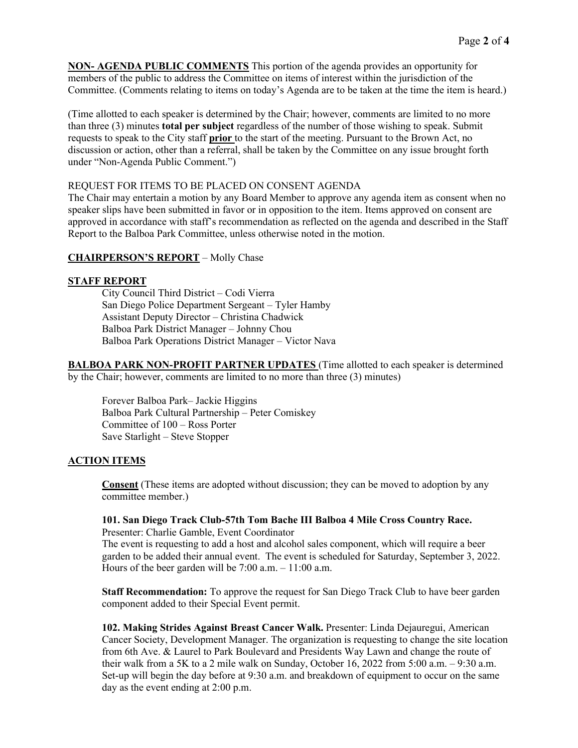**NON- AGENDA PUBLIC COMMENTS** This portion of the agenda provides an opportunity for members of the public to address the Committee on items of interest within the jurisdiction of the Committee. (Comments relating to items on today's Agenda are to be taken at the time the item is heard.)

(Time allotted to each speaker is determined by the Chair; however, comments are limited to no more than three (3) minutes **total per subject** regardless of the number of those wishing to speak. Submit requests to speak to the City staff **prior** to the start of the meeting. Pursuant to the Brown Act, no discussion or action, other than a referral, shall be taken by the Committee on any issue brought forth under "Non-Agenda Public Comment.")

REQUEST FOR ITEMS TO BE PLACED ON CONSENT AGENDA

The Chair may entertain a motion by any Board Member to approve any agenda item as consent when no speaker slips have been submitted in favor or in opposition to the item. Items approved on consent are approved in accordance with staff's recommendation as reflected on the agenda and described in the Staff Report to the Balboa Park Committee, unless otherwise noted in the motion.

**CHAIRPERSON'S REPORT** – Molly Chase

**STAFF REPORT**

City Council Third District – Codi Vierra
San Diego Police Department Sergeant – Tyler Hamby
Assistant Deputy Director – Christina Chadwick
Balboa Park District Manager – Johnny Chou
Balboa Park Operations District Manager – Victor Nava

**BALBOA PARK NON-PROFIT PARTNER UPDATES** (Time allotted to each speaker is determined by the Chair; however, comments are limited to no more than three (3) minutes)

Forever Balboa Park– Jackie Higgins
Balboa Park Cultural Partnership – Peter Comiskey
Committee of 100 – Ross Porter
Save Starlight – Steve Stopper

**ACTION ITEMS**

**Consent** (These items are adopted without discussion; they can be moved to adoption by any committee member.)

**101. San Diego Track Club-57th Tom Bache III Balboa 4 Mile Cross Country Race.**
Presenter: Charlie Gamble, Event Coordinator
The event is requesting to add a host and alcohol sales component, which will require a beer garden to be added their annual event. The event is scheduled for Saturday, September 3, 2022. Hours of the beer garden will be 7:00 a.m. – 11:00 a.m.

**Staff Recommendation:** To approve the request for San Diego Track Club to have beer garden component added to their Special Event permit.

**102. Making Strides Against Breast Cancer Walk.** Presenter: Linda Dejauregui, American Cancer Society, Development Manager. The organization is requesting to change the site location from 6th Ave. & Laurel to Park Boulevard and Presidents Way Lawn and change the route of their walk from a 5K to a 2 mile walk on Sunday, October 16, 2022 from 5:00 a.m. – 9:30 a.m. Set-up will begin the day before at 9:30 a.m. and breakdown of equipment to occur on the same day as the event ending at 2:00 p.m.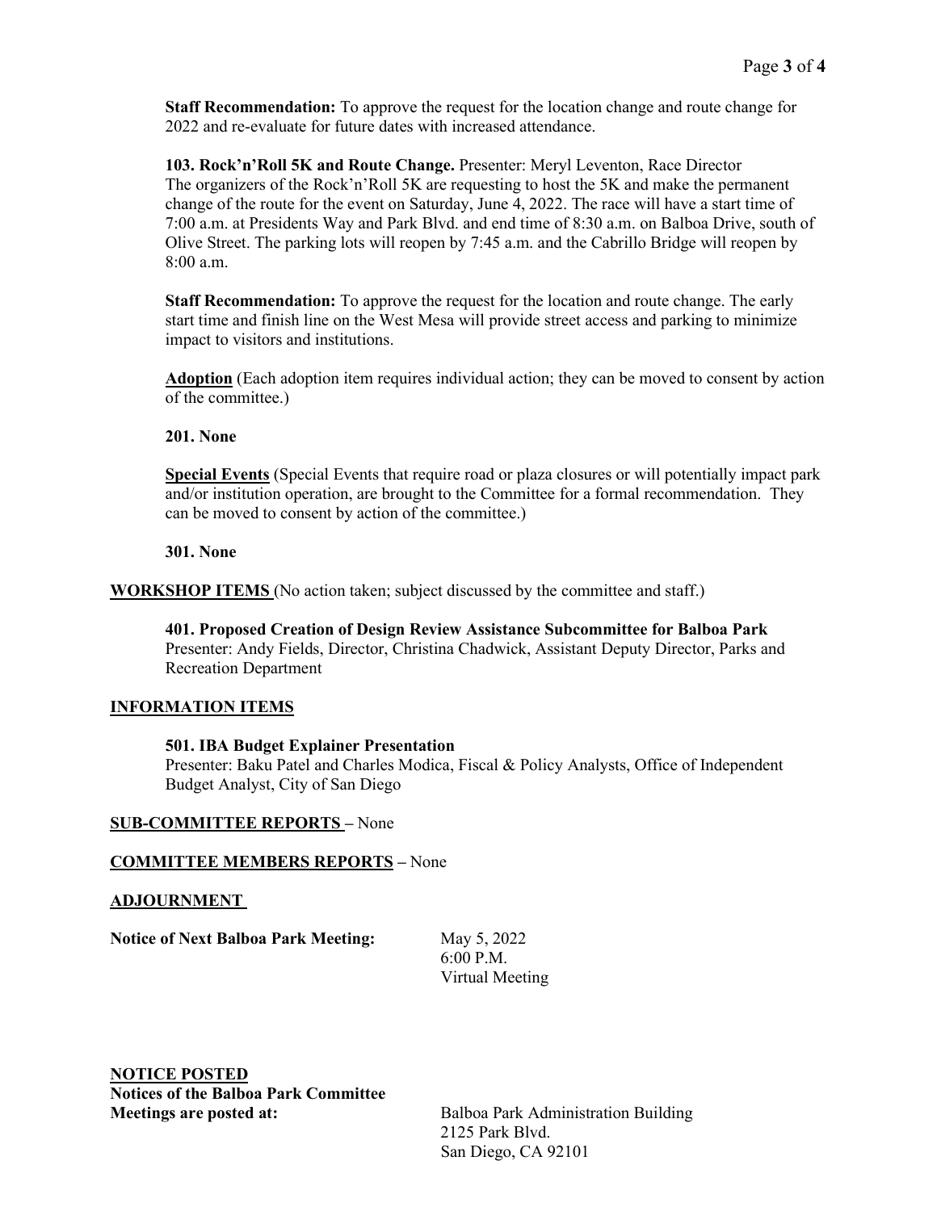**Staff Recommendation:** To approve the request for the location change and route change for 2022 and re-evaluate for future dates with increased attendance.

**103. Rock'n'Roll 5K and Route Change.** Presenter: Meryl Leventon, Race Director
The organizers of the Rock'n'Roll 5K are requesting to host the 5K and make the permanent change of the route for the event on Saturday, June 4, 2022. The race will have a start time of 7:00 a.m. at Presidents Way and Park Blvd. and end time of 8:30 a.m. on Balboa Drive, south of Olive Street. The parking lots will reopen by 7:45 a.m. and the Cabrillo Bridge will reopen by 8:00 a.m.

**Staff Recommendation:** To approve the request for the location and route change. The early start time and finish line on the West Mesa will provide street access and parking to minimize impact to visitors and institutions.

**Adoption** (Each adoption item requires individual action; they can be moved to consent by action of the committee.)

**201. None**

**Special Events** (Special Events that require road or plaza closures or will potentially impact park and/or institution operation, are brought to the Committee for a formal recommendation. They can be moved to consent by action of the committee.)

**301. None**

**WORKSHOP ITEMS** (No action taken; subject discussed by the committee and staff.)

**401. Proposed Creation of Design Review Assistance Subcommittee for Balboa Park**
Presenter: Andy Fields, Director, Christina Chadwick, Assistant Deputy Director, Parks and Recreation Department

**INFORMATION ITEMS**

**501. IBA Budget Explainer Presentation**
Presenter: Baku Patel and Charles Modica, Fiscal & Policy Analysts, Office of Independent Budget Analyst, City of San Diego

**SUB-COMMITTEE REPORTS** – None

**COMMITTEE MEMBERS REPORTS** – None

**ADJOURNMENT**

**Notice of Next Balboa Park Meeting:** May 5, 2022
6:00 P.M.
Virtual Meeting

**NOTICE POSTED**
**Notices of the Balboa Park Committee Meetings are posted at:** Balboa Park Administration Building
2125 Park Blvd.
San Diego, CA 92101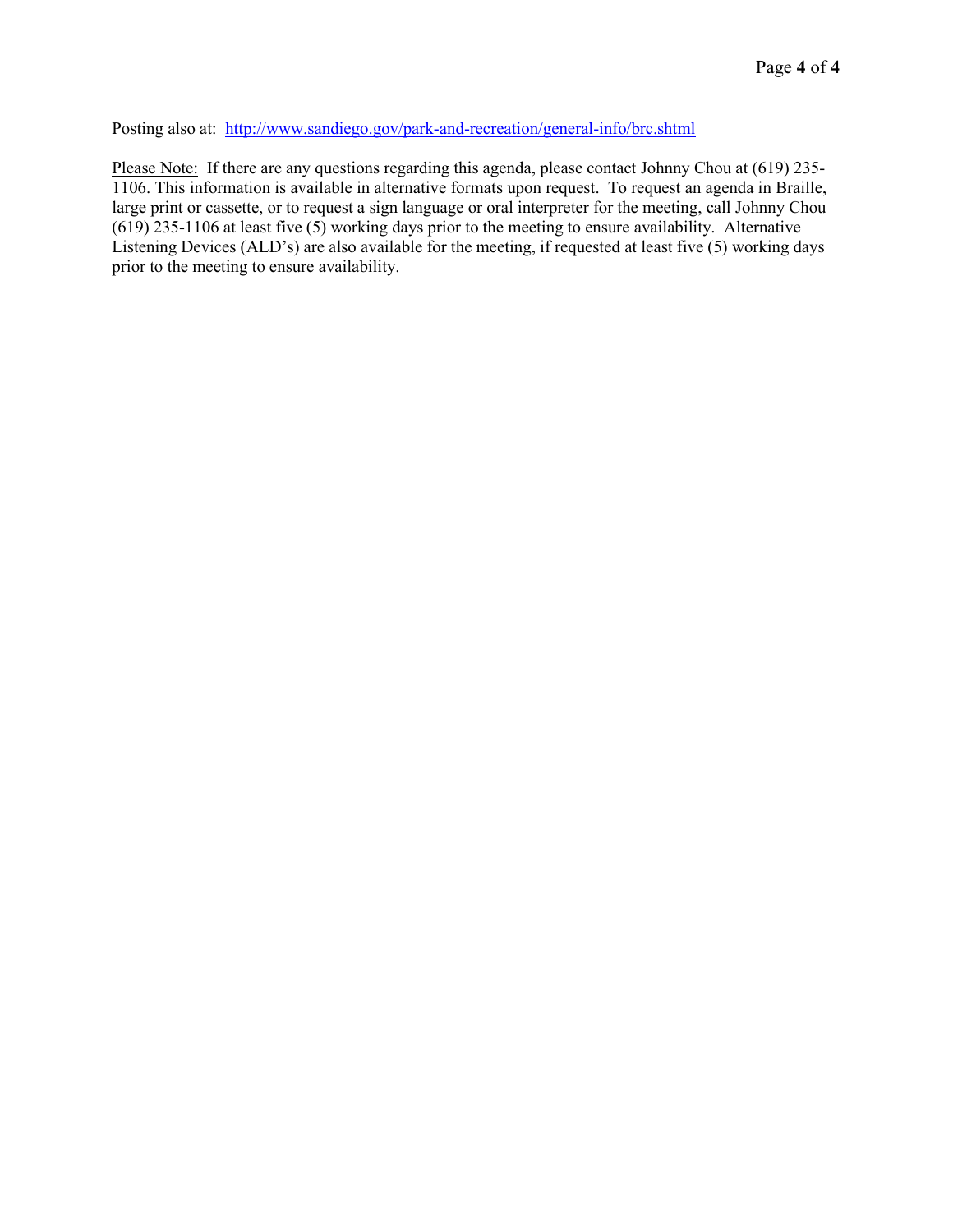Posting also at: http://www.sandiego.gov/park-and-recreation/general-info/brc.shtml

Please Note: If there are any questions regarding this agenda, please contact Johnny Chou at (619) 235-1106. This information is available in alternative formats upon request. To request an agenda in Braille, large print or cassette, or to request a sign language or oral interpreter for the meeting, call Johnny Chou (619) 235-1106 at least five (5) working days prior to the meeting to ensure availability. Alternative Listening Devices (ALD's) are also available for the meeting, if requested at least five (5) working days prior to the meeting to ensure availability.